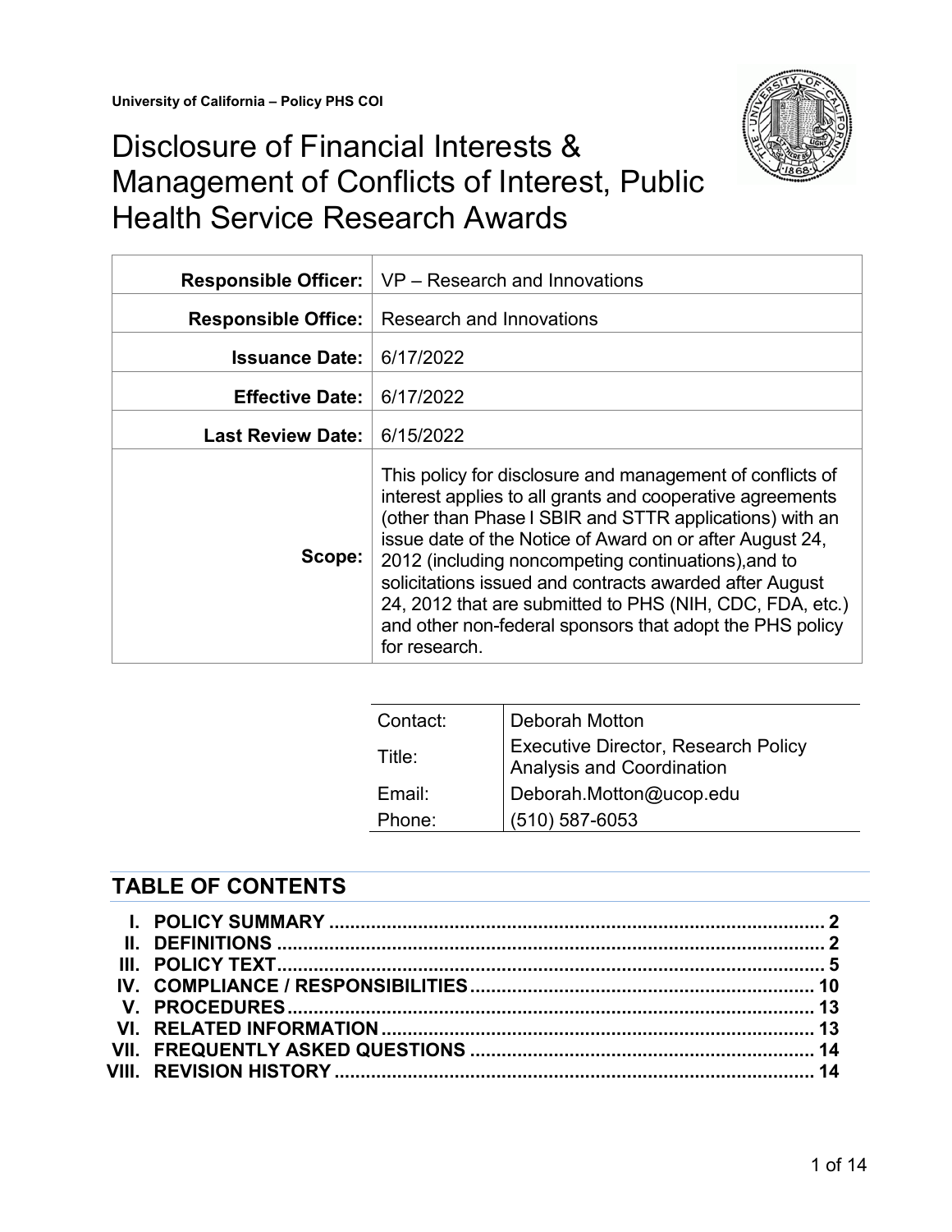University of California – Policy PHS COI

# Disclosure of Financial Interests & Management of Conflicts of Interest, Public Health Service Research Awards

| | |
|---|---|
| **Responsible Officer:** | VP – Research and Innovations |
| **Responsible Office:** | Research and Innovations |
| **Issuance Date:** | 6/17/2022 |
| **Effective Date:** | 6/17/2022 |
| **Last Review Date:** | 6/15/2022 |
| **Scope:** | This policy for disclosure and management of conflicts of interest applies to all grants and cooperative agreements (other than Phase I SBIR and STTR applications) with an issue date of the Notice of Award on or after August 24, 2012 (including noncompeting continuations),and to solicitations issued and contracts awarded after August 24, 2012 that are submitted to PHS (NIH, CDC, FDA, etc.) and other non-federal sponsors that adopt the PHS policy for research. |

| | |
|---|---|
| Contact: | Deborah Motton |
| Title: | Executive Director, Research Policy Analysis and Coordination |
| Email: | Deborah.Motton@ucop.edu |
| Phone: | (510) 587-6053 |

## TABLE OF CONTENTS

- **I. POLICY SUMMARY** ..... 2
- **II. DEFINITIONS** ..... 2
- **III. POLICY TEXT** ..... 5
- **IV. COMPLIANCE / RESPONSIBILITIES** ..... 10
- **V. PROCEDURES** ..... 13
- **VI. RELATED INFORMATION** ..... 13
- **VII. FREQUENTLY ASKED QUESTIONS** ..... 14
- **VIII. REVISION HISTORY** ..... 14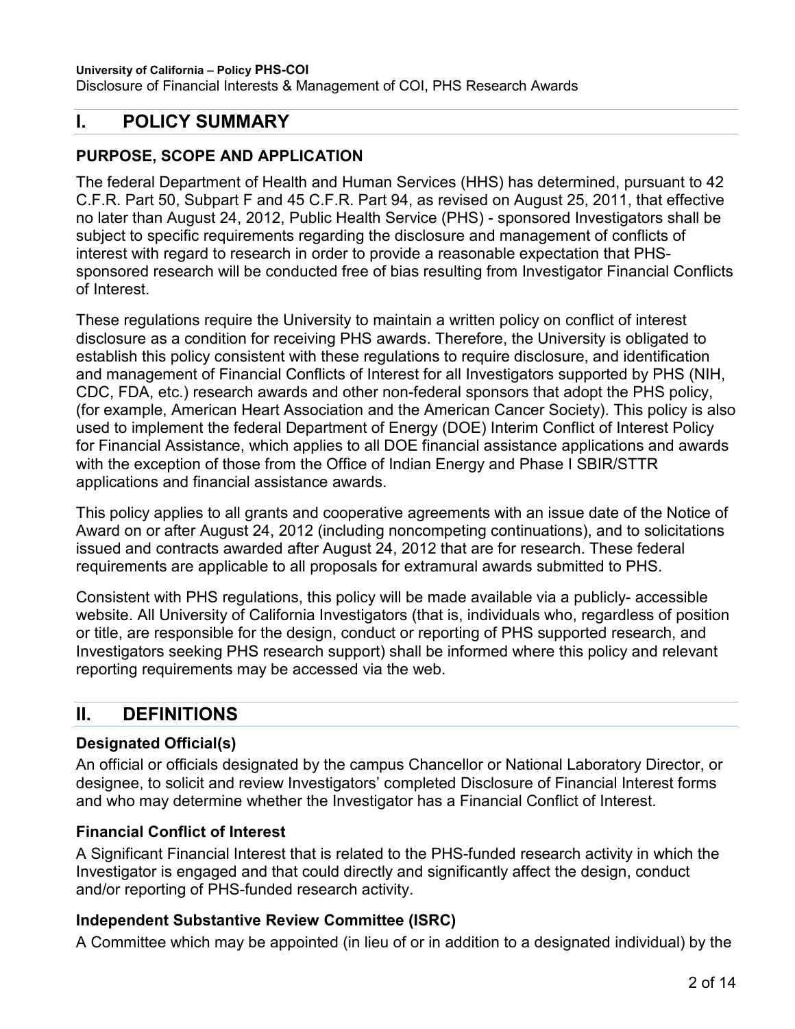## I. POLICY SUMMARY

### PURPOSE, SCOPE AND APPLICATION

The federal Department of Health and Human Services (HHS) has determined, pursuant to 42 C.F.R. Part 50, Subpart F and 45 C.F.R. Part 94, as revised on August 25, 2011, that effective no later than August 24, 2012, Public Health Service (PHS) - sponsored Investigators shall be subject to specific requirements regarding the disclosure and management of conflicts of interest with regard to research in order to provide a reasonable expectation that PHS-sponsored research will be conducted free of bias resulting from Investigator Financial Conflicts of Interest.

These regulations require the University to maintain a written policy on conflict of interest disclosure as a condition for receiving PHS awards. Therefore, the University is obligated to establish this policy consistent with these regulations to require disclosure, and identification and management of Financial Conflicts of Interest for all Investigators supported by PHS (NIH, CDC, FDA, etc.) research awards and other non-federal sponsors that adopt the PHS policy, (for example, American Heart Association and the American Cancer Society). This policy is also used to implement the federal Department of Energy (DOE) Interim Conflict of Interest Policy for Financial Assistance, which applies to all DOE financial assistance applications and awards with the exception of those from the Office of Indian Energy and Phase I SBIR/STTR applications and financial assistance awards.

This policy applies to all grants and cooperative agreements with an issue date of the Notice of Award on or after August 24, 2012 (including noncompeting continuations), and to solicitations issued and contracts awarded after August 24, 2012 that are for research. These federal requirements are applicable to all proposals for extramural awards submitted to PHS.

Consistent with PHS regulations, this policy will be made available via a publicly- accessible website. All University of California Investigators (that is, individuals who, regardless of position or title, are responsible for the design, conduct or reporting of PHS supported research, and Investigators seeking PHS research support) shall be informed where this policy and relevant reporting requirements may be accessed via the web.

## II. DEFINITIONS

### Designated Official(s)

An official or officials designated by the campus Chancellor or National Laboratory Director, or designee, to solicit and review Investigators' completed Disclosure of Financial Interest forms and who may determine whether the Investigator has a Financial Conflict of Interest.

### Financial Conflict of Interest

A Significant Financial Interest that is related to the PHS-funded research activity in which the Investigator is engaged and that could directly and significantly affect the design, conduct and/or reporting of PHS-funded research activity.

### Independent Substantive Review Committee (ISRC)

A Committee which may be appointed (in lieu of or in addition to a designated individual) by the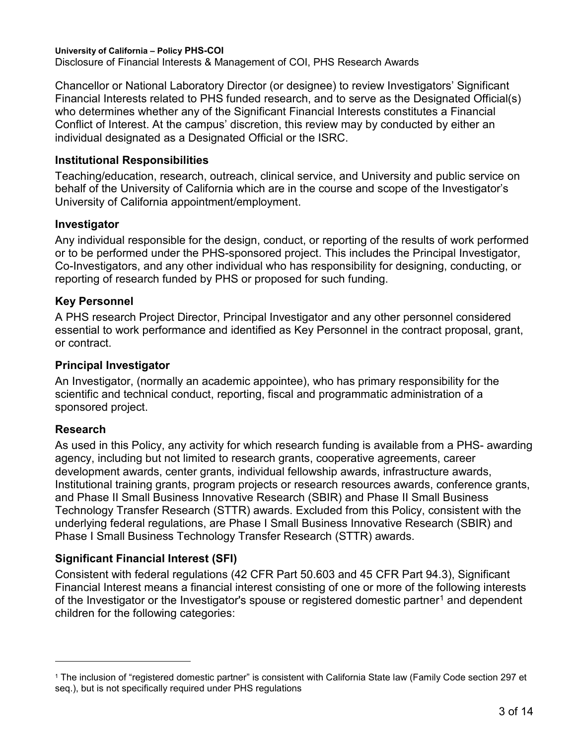Chancellor or National Laboratory Director (or designee) to review Investigators' Significant Financial Interests related to PHS funded research, and to serve as the Designated Official(s) who determines whether any of the Significant Financial Interests constitutes a Financial Conflict of Interest. At the campus' discretion, this review may by conducted by either an individual designated as a Designated Official or the ISRC.

### Institutional Responsibilities

Teaching/education, research, outreach, clinical service, and University and public service on behalf of the University of California which are in the course and scope of the Investigator's University of California appointment/employment.

### Investigator

Any individual responsible for the design, conduct, or reporting of the results of work performed or to be performed under the PHS-sponsored project. This includes the Principal Investigator, Co-Investigators, and any other individual who has responsibility for designing, conducting, or reporting of research funded by PHS or proposed for such funding.

### Key Personnel

A PHS research Project Director, Principal Investigator and any other personnel considered essential to work performance and identified as Key Personnel in the contract proposal, grant, or contract.

### Principal Investigator

An Investigator, (normally an academic appointee), who has primary responsibility for the scientific and technical conduct, reporting, fiscal and programmatic administration of a sponsored project.

### Research

As used in this Policy, any activity for which research funding is available from a PHS- awarding agency, including but not limited to research grants, cooperative agreements, career development awards, center grants, individual fellowship awards, infrastructure awards, Institutional training grants, program projects or research resources awards, conference grants, and Phase II Small Business Innovative Research (SBIR) and Phase II Small Business Technology Transfer Research (STTR) awards. Excluded from this Policy, consistent with the underlying federal regulations, are Phase I Small Business Innovative Research (SBIR) and Phase I Small Business Technology Transfer Research (STTR) awards.

### Significant Financial Interest (SFI)

Consistent with federal regulations (42 CFR Part 50.603 and 45 CFR Part 94.3), Significant Financial Interest means a financial interest consisting of one or more of the following interests of the Investigator or the Investigator's spouse or registered domestic partner[1] and dependent children for the following categories:

---

[1] The inclusion of "registered domestic partner" is consistent with California State law (Family Code section 297 et seq.), but is not specifically required under PHS regulations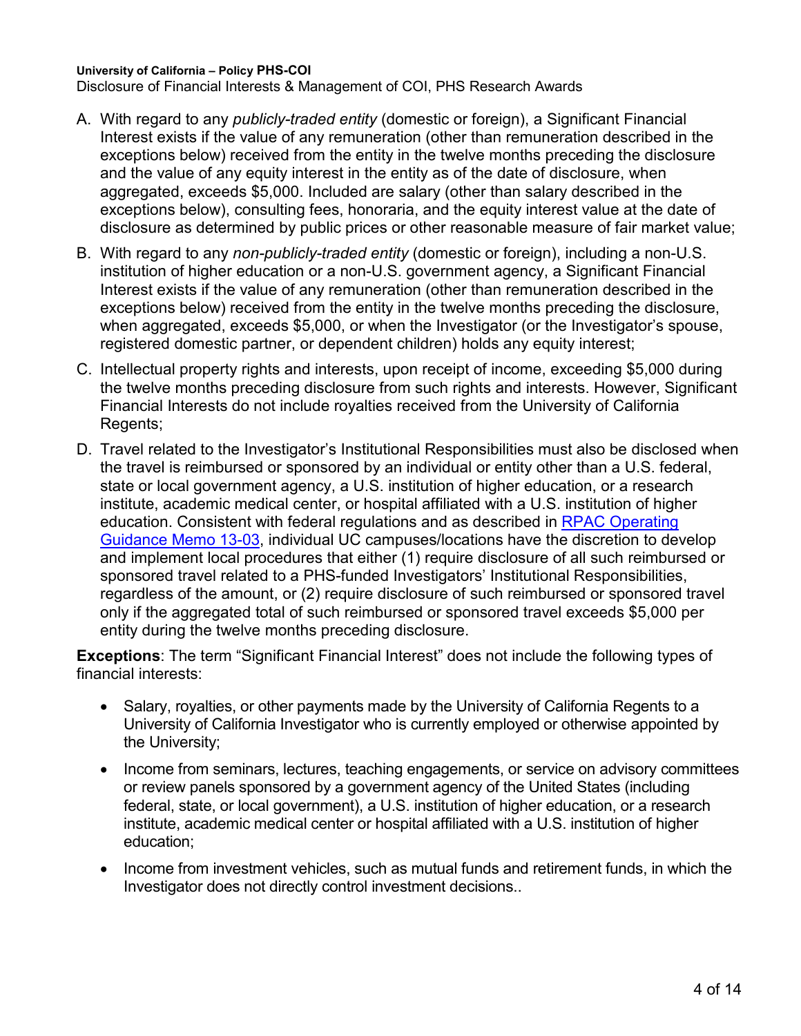A. With regard to any *publicly-traded entity* (domestic or foreign), a Significant Financial Interest exists if the value of any remuneration (other than remuneration described in the exceptions below) received from the entity in the twelve months preceding the disclosure and the value of any equity interest in the entity as of the date of disclosure, when aggregated, exceeds $5,000. Included are salary (other than salary described in the exceptions below), consulting fees, honoraria, and the equity interest value at the date of disclosure as determined by public prices or other reasonable measure of fair market value;

B. With regard to any *non-publicly-traded entity* (domestic or foreign), including a non-U.S. institution of higher education or a non-U.S. government agency, a Significant Financial Interest exists if the value of any remuneration (other than remuneration described in the exceptions below) received from the entity in the twelve months preceding the disclosure, when aggregated, exceeds $5,000, or when the Investigator (or the Investigator's spouse, registered domestic partner, or dependent children) holds any equity interest;

C. Intellectual property rights and interests, upon receipt of income, exceeding $5,000 during the twelve months preceding disclosure from such rights and interests. However, Significant Financial Interests do not include royalties received from the University of California Regents;

D. Travel related to the Investigator's Institutional Responsibilities must also be disclosed when the travel is reimbursed or sponsored by an individual or entity other than a U.S. federal, state or local government agency, a U.S. institution of higher education, or a research institute, academic medical center, or hospital affiliated with a U.S. institution of higher education. Consistent with federal regulations and as described in [RPAC Operating Guidance Memo 13-03](), individual UC campuses/locations have the discretion to develop and implement local procedures that either (1) require disclosure of all such reimbursed or sponsored travel related to a PHS-funded Investigators' Institutional Responsibilities, regardless of the amount, or (2) require disclosure of such reimbursed or sponsored travel only if the aggregated total of such reimbursed or sponsored travel exceeds $5,000 per entity during the twelve months preceding disclosure.

**Exceptions**: The term "Significant Financial Interest" does not include the following types of financial interests:

- Salary, royalties, or other payments made by the University of California Regents to a University of California Investigator who is currently employed or otherwise appointed by the University;
- Income from seminars, lectures, teaching engagements, or service on advisory committees or review panels sponsored by a government agency of the United States (including federal, state, or local government), a U.S. institution of higher education, or a research institute, academic medical center or hospital affiliated with a U.S. institution of higher education;
- Income from investment vehicles, such as mutual funds and retirement funds, in which the Investigator does not directly control investment decisions..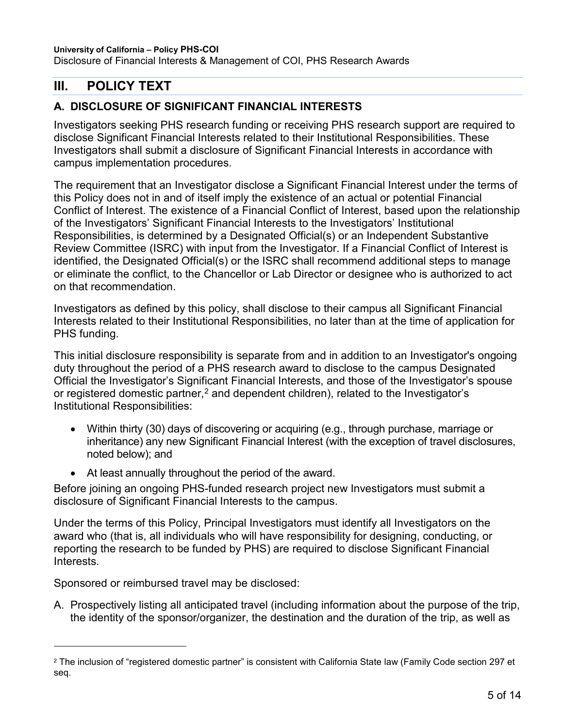## III. POLICY TEXT

### A. DISCLOSURE OF SIGNIFICANT FINANCIAL INTERESTS

Investigators seeking PHS research funding or receiving PHS research support are required to disclose Significant Financial Interests related to their Institutional Responsibilities. These Investigators shall submit a disclosure of Significant Financial Interests in accordance with campus implementation procedures.

The requirement that an Investigator disclose a Significant Financial Interest under the terms of this Policy does not in and of itself imply the existence of an actual or potential Financial Conflict of Interest. The existence of a Financial Conflict of Interest, based upon the relationship of the Investigators' Significant Financial Interests to the Investigators' Institutional Responsibilities, is determined by a Designated Official(s) or an Independent Substantive Review Committee (ISRC) with input from the Investigator. If a Financial Conflict of Interest is identified, the Designated Official(s) or the ISRC shall recommend additional steps to manage or eliminate the conflict, to the Chancellor or Lab Director or designee who is authorized to act on that recommendation.

Investigators as defined by this policy, shall disclose to their campus all Significant Financial Interests related to their Institutional Responsibilities, no later than at the time of application for PHS funding.

This initial disclosure responsibility is separate from and in addition to an Investigator's ongoing duty throughout the period of a PHS research award to disclose to the campus Designated Official the Investigator's Significant Financial Interests, and those of the Investigator's spouse or registered domestic partner,[2] and dependent children), related to the Investigator's Institutional Responsibilities:

- Within thirty (30) days of discovering or acquiring (e.g., through purchase, marriage or inheritance) any new Significant Financial Interest (with the exception of travel disclosures, noted below); and
- At least annually throughout the period of the award.

Before joining an ongoing PHS-funded research project new Investigators must submit a disclosure of Significant Financial Interests to the campus.

Under the terms of this Policy, Principal Investigators must identify all Investigators on the award who (that is, all individuals who will have responsibility for designing, conducting, or reporting the research to be funded by PHS) are required to disclose Significant Financial Interests.

Sponsored or reimbursed travel may be disclosed:

A. Prospectively listing all anticipated travel (including information about the purpose of the trip, the identity of the sponsor/organizer, the destination and the duration of the trip, as well as

[2] The inclusion of "registered domestic partner" is consistent with California State law (Family Code section 297 et seq.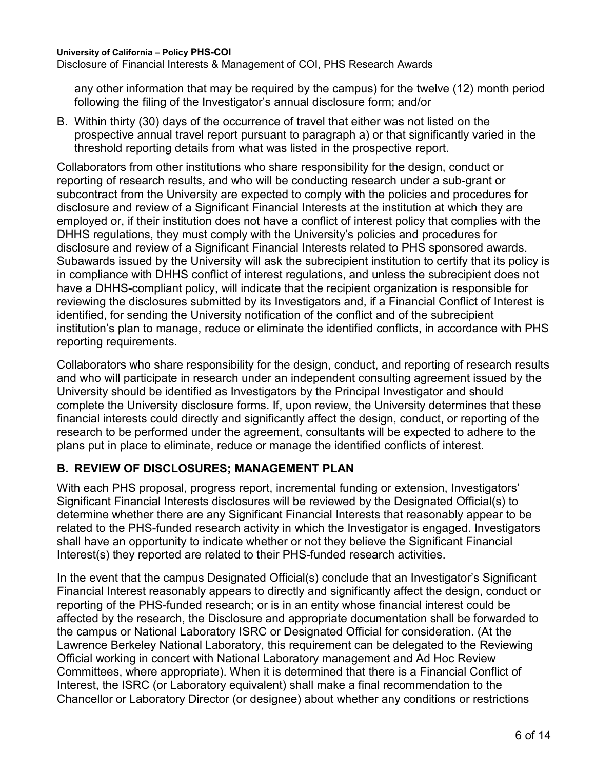any other information that may be required by the campus) for the twelve (12) month period following the filing of the Investigator's annual disclosure form; and/or

B. Within thirty (30) days of the occurrence of travel that either was not listed on the prospective annual travel report pursuant to paragraph a) or that significantly varied in the threshold reporting details from what was listed in the prospective report.

Collaborators from other institutions who share responsibility for the design, conduct or reporting of research results, and who will be conducting research under a sub-grant or subcontract from the University are expected to comply with the policies and procedures for disclosure and review of a Significant Financial Interests at the institution at which they are employed or, if their institution does not have a conflict of interest policy that complies with the DHHS regulations, they must comply with the University's policies and procedures for disclosure and review of a Significant Financial Interests related to PHS sponsored awards. Subawards issued by the University will ask the subrecipient institution to certify that its policy is in compliance with DHHS conflict of interest regulations, and unless the subrecipient does not have a DHHS-compliant policy, will indicate that the recipient organization is responsible for reviewing the disclosures submitted by its Investigators and, if a Financial Conflict of Interest is identified, for sending the University notification of the conflict and of the subrecipient institution's plan to manage, reduce or eliminate the identified conflicts, in accordance with PHS reporting requirements.

Collaborators who share responsibility for the design, conduct, and reporting of research results and who will participate in research under an independent consulting agreement issued by the University should be identified as Investigators by the Principal Investigator and should complete the University disclosure forms. If, upon review, the University determines that these financial interests could directly and significantly affect the design, conduct, or reporting of the research to be performed under the agreement, consultants will be expected to adhere to the plans put in place to eliminate, reduce or manage the identified conflicts of interest.

## B. REVIEW OF DISCLOSURES; MANAGEMENT PLAN

With each PHS proposal, progress report, incremental funding or extension, Investigators' Significant Financial Interests disclosures will be reviewed by the Designated Official(s) to determine whether there are any Significant Financial Interests that reasonably appear to be related to the PHS-funded research activity in which the Investigator is engaged. Investigators shall have an opportunity to indicate whether or not they believe the Significant Financial Interest(s) they reported are related to their PHS-funded research activities.

In the event that the campus Designated Official(s) conclude that an Investigator's Significant Financial Interest reasonably appears to directly and significantly affect the design, conduct or reporting of the PHS-funded research; or is in an entity whose financial interest could be affected by the research, the Disclosure and appropriate documentation shall be forwarded to the campus or National Laboratory ISRC or Designated Official for consideration. (At the Lawrence Berkeley National Laboratory, this requirement can be delegated to the Reviewing Official working in concert with National Laboratory management and Ad Hoc Review Committees, where appropriate). When it is determined that there is a Financial Conflict of Interest, the ISRC (or Laboratory equivalent) shall make a final recommendation to the Chancellor or Laboratory Director (or designee) about whether any conditions or restrictions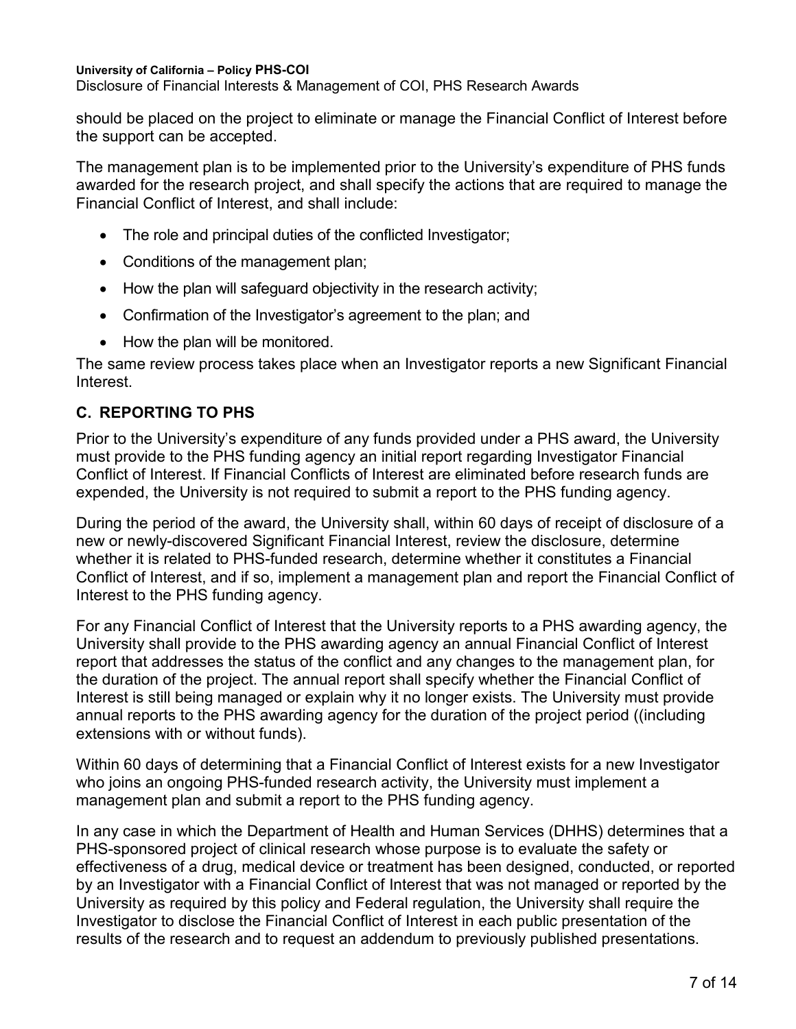should be placed on the project to eliminate or manage the Financial Conflict of Interest before the support can be accepted.

The management plan is to be implemented prior to the University's expenditure of PHS funds awarded for the research project, and shall specify the actions that are required to manage the Financial Conflict of Interest, and shall include:

- The role and principal duties of the conflicted Investigator;
- Conditions of the management plan;
- How the plan will safeguard objectivity in the research activity;
- Confirmation of the Investigator's agreement to the plan; and
- How the plan will be monitored.

The same review process takes place when an Investigator reports a new Significant Financial Interest.

## C. REPORTING TO PHS

Prior to the University's expenditure of any funds provided under a PHS award, the University must provide to the PHS funding agency an initial report regarding Investigator Financial Conflict of Interest. If Financial Conflicts of Interest are eliminated before research funds are expended, the University is not required to submit a report to the PHS funding agency.

During the period of the award, the University shall, within 60 days of receipt of disclosure of a new or newly-discovered Significant Financial Interest, review the disclosure, determine whether it is related to PHS-funded research, determine whether it constitutes a Financial Conflict of Interest, and if so, implement a management plan and report the Financial Conflict of Interest to the PHS funding agency.

For any Financial Conflict of Interest that the University reports to a PHS awarding agency, the University shall provide to the PHS awarding agency an annual Financial Conflict of Interest report that addresses the status of the conflict and any changes to the management plan, for the duration of the project. The annual report shall specify whether the Financial Conflict of Interest is still being managed or explain why it no longer exists. The University must provide annual reports to the PHS awarding agency for the duration of the project period ((including extensions with or without funds).

Within 60 days of determining that a Financial Conflict of Interest exists for a new Investigator who joins an ongoing PHS-funded research activity, the University must implement a management plan and submit a report to the PHS funding agency.

In any case in which the Department of Health and Human Services (DHHS) determines that a PHS-sponsored project of clinical research whose purpose is to evaluate the safety or effectiveness of a drug, medical device or treatment has been designed, conducted, or reported by an Investigator with a Financial Conflict of Interest that was not managed or reported by the University as required by this policy and Federal regulation, the University shall require the Investigator to disclose the Financial Conflict of Interest in each public presentation of the results of the research and to request an addendum to previously published presentations.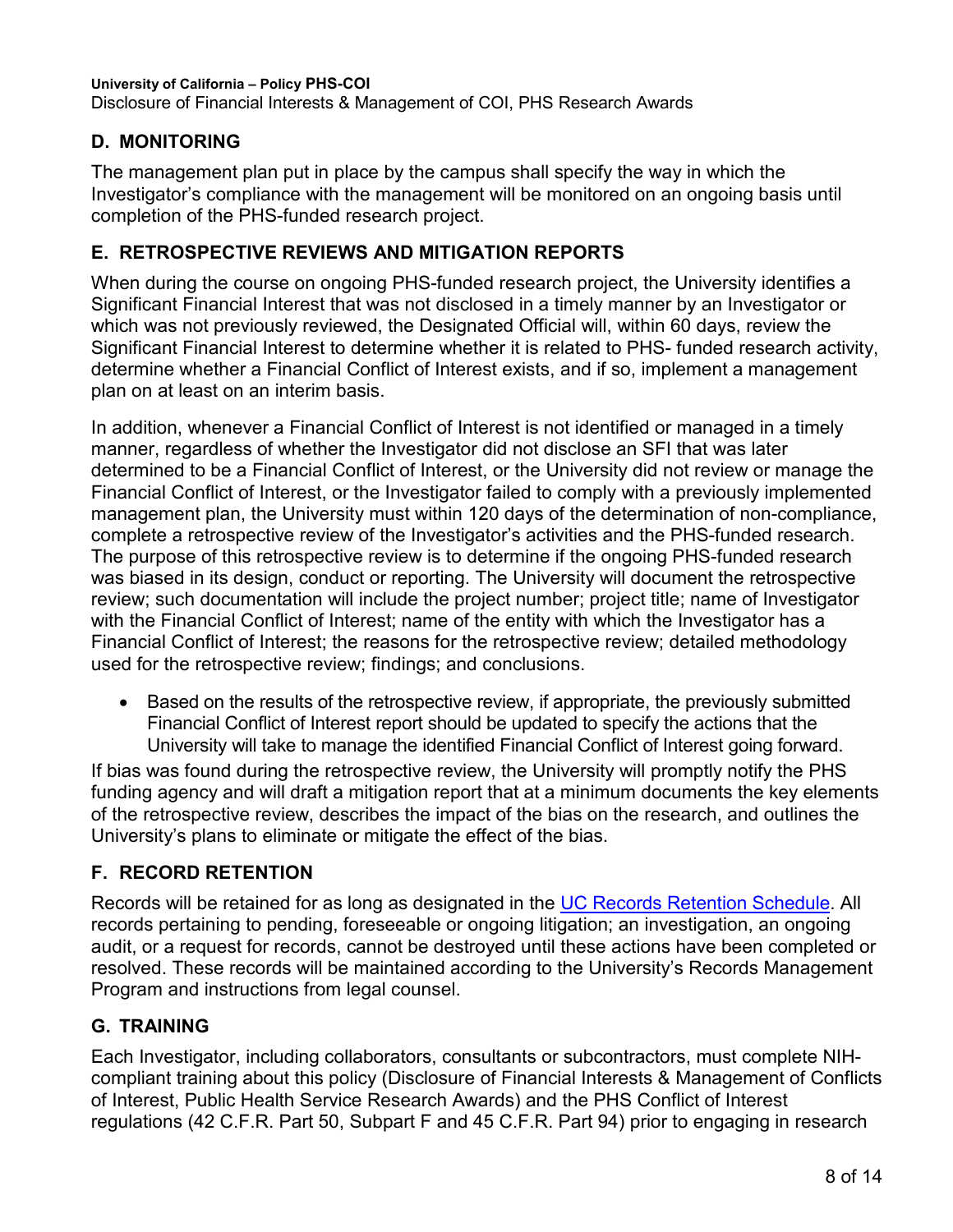## D. MONITORING

The management plan put in place by the campus shall specify the way in which the Investigator's compliance with the management will be monitored on an ongoing basis until completion of the PHS-funded research project.

## E. RETROSPECTIVE REVIEWS AND MITIGATION REPORTS

When during the course on ongoing PHS-funded research project, the University identifies a Significant Financial Interest that was not disclosed in a timely manner by an Investigator or which was not previously reviewed, the Designated Official will, within 60 days, review the Significant Financial Interest to determine whether it is related to PHS- funded research activity, determine whether a Financial Conflict of Interest exists, and if so, implement a management plan on at least on an interim basis.

In addition, whenever a Financial Conflict of Interest is not identified or managed in a timely manner, regardless of whether the Investigator did not disclose an SFI that was later determined to be a Financial Conflict of Interest, or the University did not review or manage the Financial Conflict of Interest, or the Investigator failed to comply with a previously implemented management plan, the University must within 120 days of the determination of non-compliance, complete a retrospective review of the Investigator's activities and the PHS-funded research. The purpose of this retrospective review is to determine if the ongoing PHS-funded research was biased in its design, conduct or reporting. The University will document the retrospective review; such documentation will include the project number; project title; name of Investigator with the Financial Conflict of Interest; name of the entity with which the Investigator has a Financial Conflict of Interest; the reasons for the retrospective review; detailed methodology used for the retrospective review; findings; and conclusions.

- Based on the results of the retrospective review, if appropriate, the previously submitted Financial Conflict of Interest report should be updated to specify the actions that the University will take to manage the identified Financial Conflict of Interest going forward.

If bias was found during the retrospective review, the University will promptly notify the PHS funding agency and will draft a mitigation report that at a minimum documents the key elements of the retrospective review, describes the impact of the bias on the research, and outlines the University's plans to eliminate or mitigate the effect of the bias.

## F. RECORD RETENTION

Records will be retained for as long as designated in the UC Records Retention Schedule. All records pertaining to pending, foreseeable or ongoing litigation; an investigation, an ongoing audit, or a request for records, cannot be destroyed until these actions have been completed or resolved. These records will be maintained according to the University's Records Management Program and instructions from legal counsel.

## G. TRAINING

Each Investigator, including collaborators, consultants or subcontractors, must complete NIH-compliant training about this policy (Disclosure of Financial Interests & Management of Conflicts of Interest, Public Health Service Research Awards) and the PHS Conflict of Interest regulations (42 C.F.R. Part 50, Subpart F and 45 C.F.R. Part 94) prior to engaging in research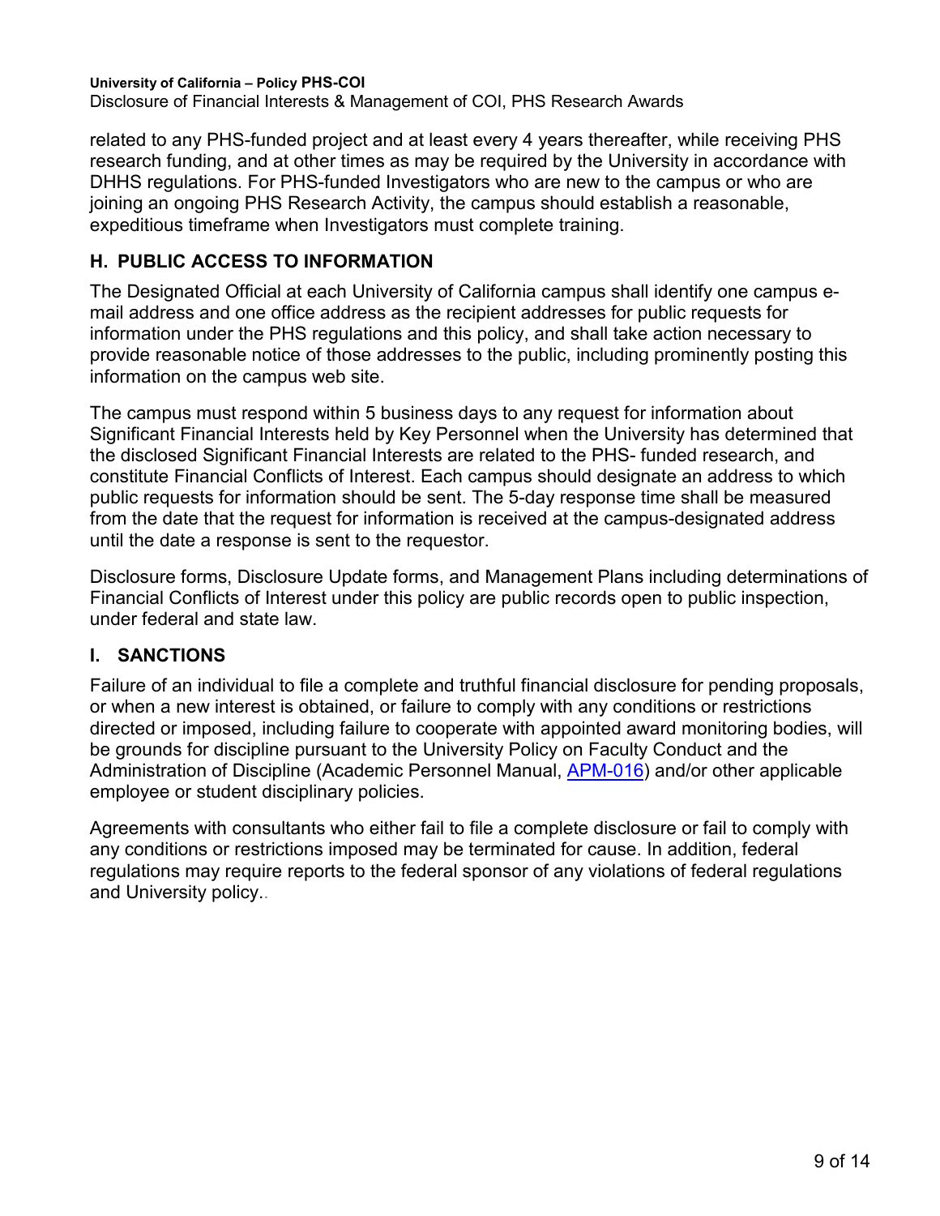related to any PHS-funded project and at least every 4 years thereafter, while receiving PHS research funding, and at other times as may be required by the University in accordance with DHHS regulations. For PHS-funded Investigators who are new to the campus or who are joining an ongoing PHS Research Activity, the campus should establish a reasonable, expeditious timeframe when Investigators must complete training.

## H. PUBLIC ACCESS TO INFORMATION

The Designated Official at each University of California campus shall identify one campus e-mail address and one office address as the recipient addresses for public requests for information under the PHS regulations and this policy, and shall take action necessary to provide reasonable notice of those addresses to the public, including prominently posting this information on the campus web site.

The campus must respond within 5 business days to any request for information about Significant Financial Interests held by Key Personnel when the University has determined that the disclosed Significant Financial Interests are related to the PHS- funded research, and constitute Financial Conflicts of Interest. Each campus should designate an address to which public requests for information should be sent. The 5-day response time shall be measured from the date that the request for information is received at the campus-designated address until the date a response is sent to the requestor.

Disclosure forms, Disclosure Update forms, and Management Plans including determinations of Financial Conflicts of Interest under this policy are public records open to public inspection, under federal and state law.

## I. SANCTIONS

Failure of an individual to file a complete and truthful financial disclosure for pending proposals, or when a new interest is obtained, or failure to comply with any conditions or restrictions directed or imposed, including failure to cooperate with appointed award monitoring bodies, will be grounds for discipline pursuant to the University Policy on Faculty Conduct and the Administration of Discipline (Academic Personnel Manual, APM-016) and/or other applicable employee or student disciplinary policies.

Agreements with consultants who either fail to file a complete disclosure or fail to comply with any conditions or restrictions imposed may be terminated for cause. In addition, federal regulations may require reports to the federal sponsor of any violations of federal regulations and University policy..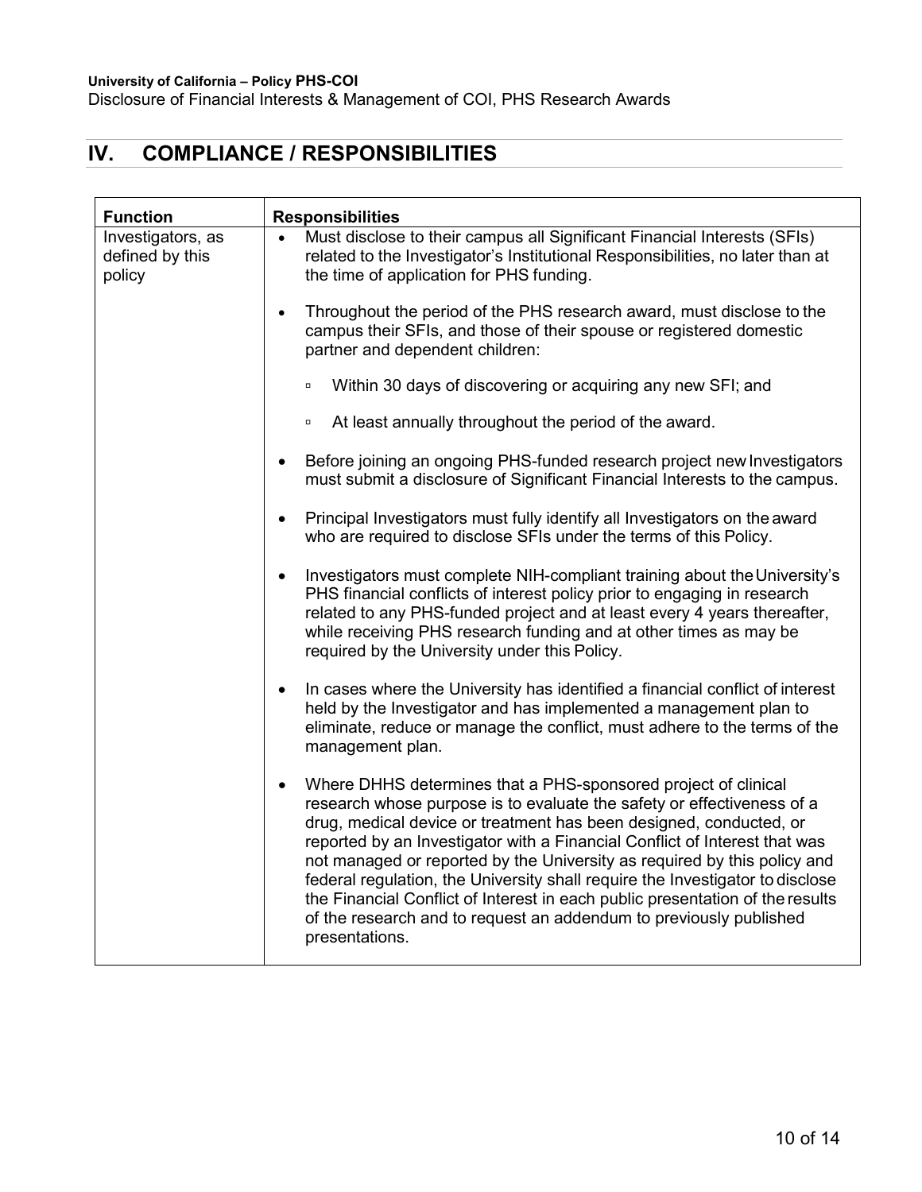## IV. COMPLIANCE / RESPONSIBILITIES

| Function | Responsibilities |
|---|---|
| Investigators, as defined by this policy | • Must disclose to their campus all Significant Financial Interests (SFIs) related to the Investigator's Institutional Responsibilities, no later than at the time of application for PHS funding.<br><br>• Throughout the period of the PHS research award, must disclose to the campus their SFIs, and those of their spouse or registered domestic partner and dependent children:<br>▫ Within 30 days of discovering or acquiring any new SFI; and<br>▫ At least annually throughout the period of the award.<br><br>• Before joining an ongoing PHS-funded research project new Investigators must submit a disclosure of Significant Financial Interests to the campus.<br><br>• Principal Investigators must fully identify all Investigators on the award who are required to disclose SFIs under the terms of this Policy.<br><br>• Investigators must complete NIH-compliant training about the University's PHS financial conflicts of interest policy prior to engaging in research related to any PHS-funded project and at least every 4 years thereafter, while receiving PHS research funding and at other times as may be required by the University under this Policy.<br><br>• In cases where the University has identified a financial conflict of interest held by the Investigator and has implemented a management plan to eliminate, reduce or manage the conflict, must adhere to the terms of the management plan.<br><br>• Where DHHS determines that a PHS-sponsored project of clinical research whose purpose is to evaluate the safety or effectiveness of a drug, medical device or treatment has been designed, conducted, or reported by an Investigator with a Financial Conflict of Interest that was not managed or reported by the University as required by this policy and federal regulation, the University shall require the Investigator to disclose the Financial Conflict of Interest in each public presentation of the results of the research and to request an addendum to previously published presentations. |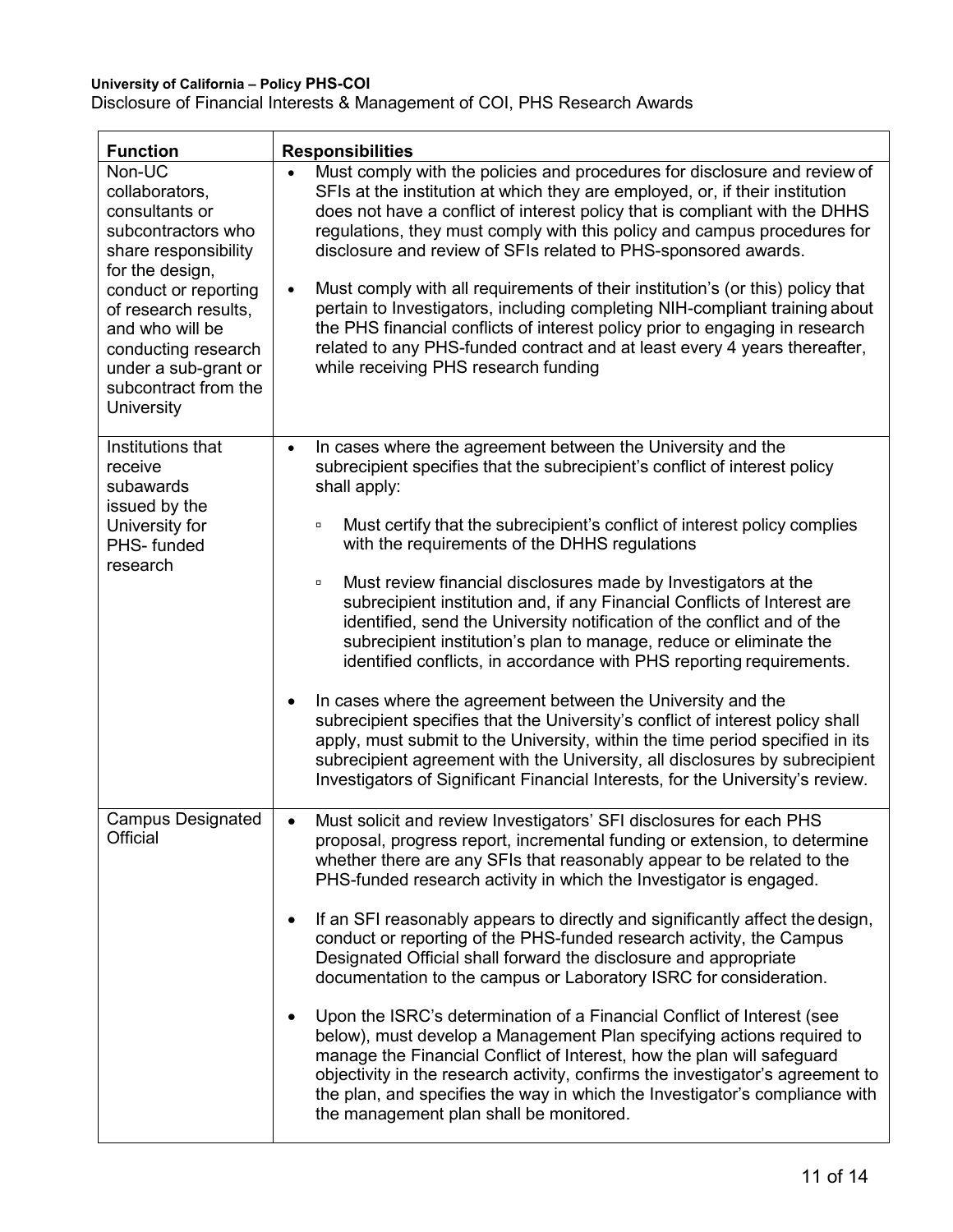| Function | Responsibilities |
| --- | --- |
| Non-UC collaborators, consultants or subcontractors who share responsibility for the design, conduct or reporting of research results, and who will be conducting research under a sub-grant or subcontract from the University | • Must comply with the policies and procedures for disclosure and review of SFIs at the institution at which they are employed, or, if their institution does not have a conflict of interest policy that is compliant with the DHHS regulations, they must comply with this policy and campus procedures for disclosure and review of SFIs related to PHS-sponsored awards.<br><br>• Must comply with all requirements of their institution's (or this) policy that pertain to Investigators, including completing NIH-compliant training about the PHS financial conflicts of interest policy prior to engaging in research related to any PHS-funded contract and at least every 4 years thereafter, while receiving PHS research funding |
| Institutions that receive subawards issued by the University for PHS- funded research | • In cases where the agreement between the University and the subrecipient specifies that the subrecipient's conflict of interest policy shall apply:<br><br>▫ Must certify that the subrecipient's conflict of interest policy complies with the requirements of the DHHS regulations<br><br>▫ Must review financial disclosures made by Investigators at the subrecipient institution and, if any Financial Conflicts of Interest are identified, send the University notification of the conflict and of the subrecipient institution's plan to manage, reduce or eliminate the identified conflicts, in accordance with PHS reporting requirements.<br><br>• In cases where the agreement between the University and the subrecipient specifies that the University's conflict of interest policy shall apply, must submit to the University, within the time period specified in its subrecipient agreement with the University, all disclosures by subrecipient Investigators of Significant Financial Interests, for the University's review. |
| Campus Designated Official | • Must solicit and review Investigators' SFI disclosures for each PHS proposal, progress report, incremental funding or extension, to determine whether there are any SFIs that reasonably appear to be related to the PHS-funded research activity in which the Investigator is engaged.<br><br>• If an SFI reasonably appears to directly and significantly affect the design, conduct or reporting of the PHS-funded research activity, the Campus Designated Official shall forward the disclosure and appropriate documentation to the campus or Laboratory ISRC for consideration.<br><br>• Upon the ISRC's determination of a Financial Conflict of Interest (see below), must develop a Management Plan specifying actions required to manage the Financial Conflict of Interest, how the plan will safeguard objectivity in the research activity, confirms the investigator's agreement to the plan, and specifies the way in which the Investigator's compliance with the management plan shall be monitored. |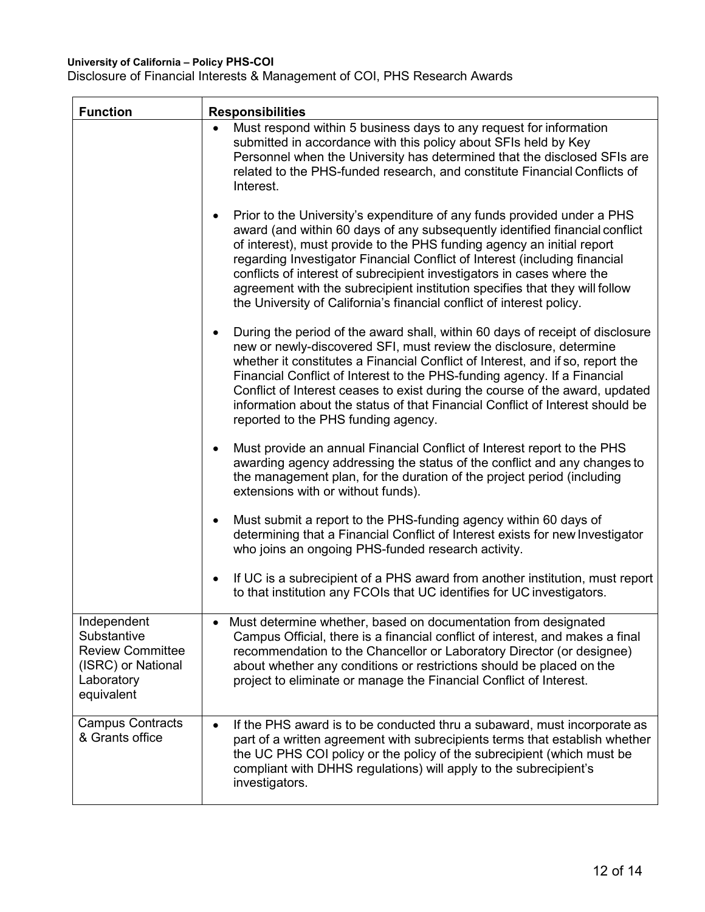| Function | Responsibilities |
|---|---|
| | • Must respond within 5 business days to any request for information submitted in accordance with this policy about SFIs held by Key Personnel when the University has determined that the disclosed SFIs are related to the PHS-funded research, and constitute Financial Conflicts of Interest.<br><br>• Prior to the University's expenditure of any funds provided under a PHS award (and within 60 days of any subsequently identified financial conflict of interest), must provide to the PHS funding agency an initial report regarding Investigator Financial Conflict of Interest (including financial conflicts of interest of subrecipient investigators in cases where the agreement with the subrecipient institution specifies that they will follow the University of California's financial conflict of interest policy.<br><br>• During the period of the award shall, within 60 days of receipt of disclosure new or newly-discovered SFI, must review the disclosure, determine whether it constitutes a Financial Conflict of Interest, and if so, report the Financial Conflict of Interest to the PHS-funding agency. If a Financial Conflict of Interest ceases to exist during the course of the award, updated information about the status of that Financial Conflict of Interest should be reported to the PHS funding agency.<br><br>• Must provide an annual Financial Conflict of Interest report to the PHS awarding agency addressing the status of the conflict and any changes to the management plan, for the duration of the project period (including extensions with or without funds).<br><br>• Must submit a report to the PHS-funding agency within 60 days of determining that a Financial Conflict of Interest exists for new Investigator who joins an ongoing PHS-funded research activity.<br><br>• If UC is a subrecipient of a PHS award from another institution, must report to that institution any FCOIs that UC identifies for UC investigators. |
| Independent Substantive Review Committee (ISRC) or National Laboratory equivalent | • Must determine whether, based on documentation from designated Campus Official, there is a financial conflict of interest, and makes a final recommendation to the Chancellor or Laboratory Director (or designee) about whether any conditions or restrictions should be placed on the project to eliminate or manage the Financial Conflict of Interest. |
| Campus Contracts & Grants office | • If the PHS award is to be conducted thru a subaward, must incorporate as part of a written agreement with subrecipients terms that establish whether the UC PHS COI policy or the policy of the subrecipient (which must be compliant with DHHS regulations) will apply to the subrecipient's investigators. |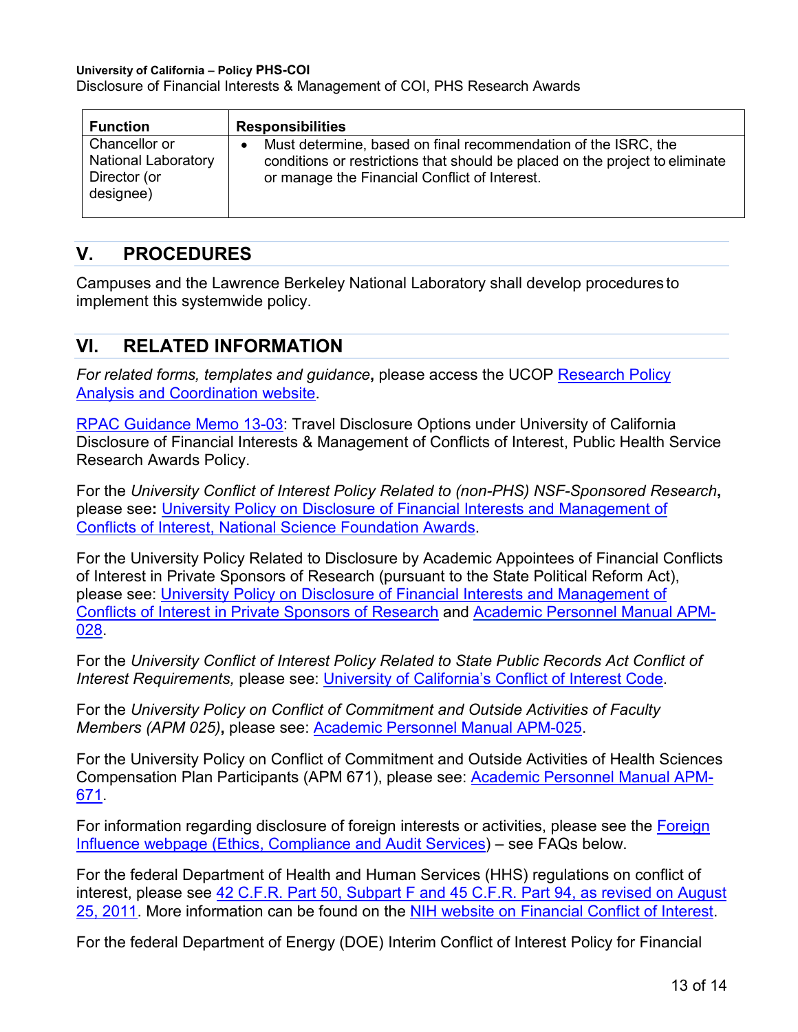| Function | Responsibilities |
| --- | --- |
| Chancellor or National Laboratory Director (or designee) | • Must determine, based on final recommendation of the ISRC, the conditions or restrictions that should be placed on the project to eliminate or manage the Financial Conflict of Interest. |

## V. PROCEDURES

Campuses and the Lawrence Berkeley National Laboratory shall develop procedures to implement this systemwide policy.

## VI. RELATED INFORMATION

*For related forms, templates and guidance***,** please access the UCOP Research Policy Analysis and Coordination website.

RPAC Guidance Memo 13-03: Travel Disclosure Options under University of California Disclosure of Financial Interests & Management of Conflicts of Interest, Public Health Service Research Awards Policy.

For the *University Conflict of Interest Policy Related to (non-PHS) NSF-Sponsored Research***,** please see**:** University Policy on Disclosure of Financial Interests and Management of Conflicts of Interest, National Science Foundation Awards.

For the University Policy Related to Disclosure by Academic Appointees of Financial Conflicts of Interest in Private Sponsors of Research (pursuant to the State Political Reform Act), please see: University Policy on Disclosure of Financial Interests and Management of Conflicts of Interest in Private Sponsors of Research and Academic Personnel Manual APM-028.

For the *University Conflict of Interest Policy Related to State Public Records Act Conflict of Interest Requirements,* please see: University of California's Conflict of Interest Code.

For the *University Policy on Conflict of Commitment and Outside Activities of Faculty Members (APM 025)***,** please see: Academic Personnel Manual APM-025.

For the University Policy on Conflict of Commitment and Outside Activities of Health Sciences Compensation Plan Participants (APM 671), please see: Academic Personnel Manual APM-671.

For information regarding disclosure of foreign interests or activities, please see the Foreign Influence webpage (Ethics, Compliance and Audit Services) – see FAQs below.

For the federal Department of Health and Human Services (HHS) regulations on conflict of interest, please see 42 C.F.R. Part 50, Subpart F and 45 C.F.R. Part 94, as revised on August 25, 2011. More information can be found on the NIH website on Financial Conflict of Interest.

For the federal Department of Energy (DOE) Interim Conflict of Interest Policy for Financial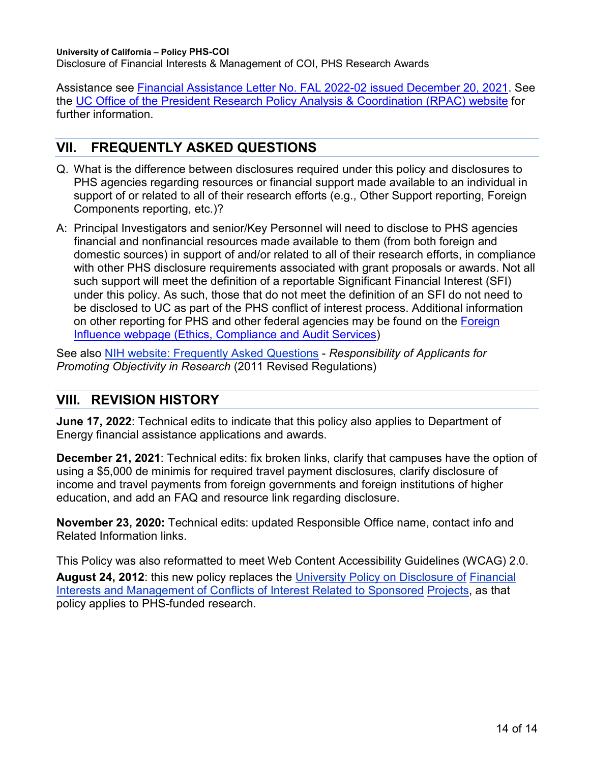Assistance see [Financial Assistance Letter No. FAL 2022-02 issued December 20, 2021](). See the [UC Office of the President Research Policy Analysis & Coordination (RPAC) website]() for further information.

## VII. FREQUENTLY ASKED QUESTIONS

Q. What is the difference between disclosures required under this policy and disclosures to PHS agencies regarding resources or financial support made available to an individual in support of or related to all of their research efforts (e.g., Other Support reporting, Foreign Components reporting, etc.)?

A: Principal Investigators and senior/Key Personnel will need to disclose to PHS agencies financial and nonfinancial resources made available to them (from both foreign and domestic sources) in support of and/or related to all of their research efforts, in compliance with other PHS disclosure requirements associated with grant proposals or awards. Not all such support will meet the definition of a reportable Significant Financial Interest (SFI) under this policy. As such, those that do not meet the definition of an SFI do not need to be disclosed to UC as part of the PHS conflict of interest process. Additional information on other reporting for PHS and other federal agencies may be found on the [Foreign Influence webpage (Ethics, Compliance and Audit Services)]())

See also [NIH website: Frequently Asked Questions]() - *Responsibility of Applicants for Promoting Objectivity in Research* (2011 Revised Regulations)

## VIII. REVISION HISTORY

**June 17, 2022**: Technical edits to indicate that this policy also applies to Department of Energy financial assistance applications and awards.

**December 21, 2021**: Technical edits: fix broken links, clarify that campuses have the option of using a $5,000 de minimis for required travel payment disclosures, clarify disclosure of income and travel payments from foreign governments and foreign institutions of higher education, and add an FAQ and resource link regarding disclosure.

**November 23, 2020:** Technical edits: updated Responsible Office name, contact info and Related Information links.

This Policy was also reformatted to meet Web Content Accessibility Guidelines (WCAG) 2.0.

**August 24, 2012**: this new policy replaces the [University Policy on Disclosure of Financial Interests and Management of Conflicts of Interest Related to Sponsored Projects](), as that policy applies to PHS-funded research.